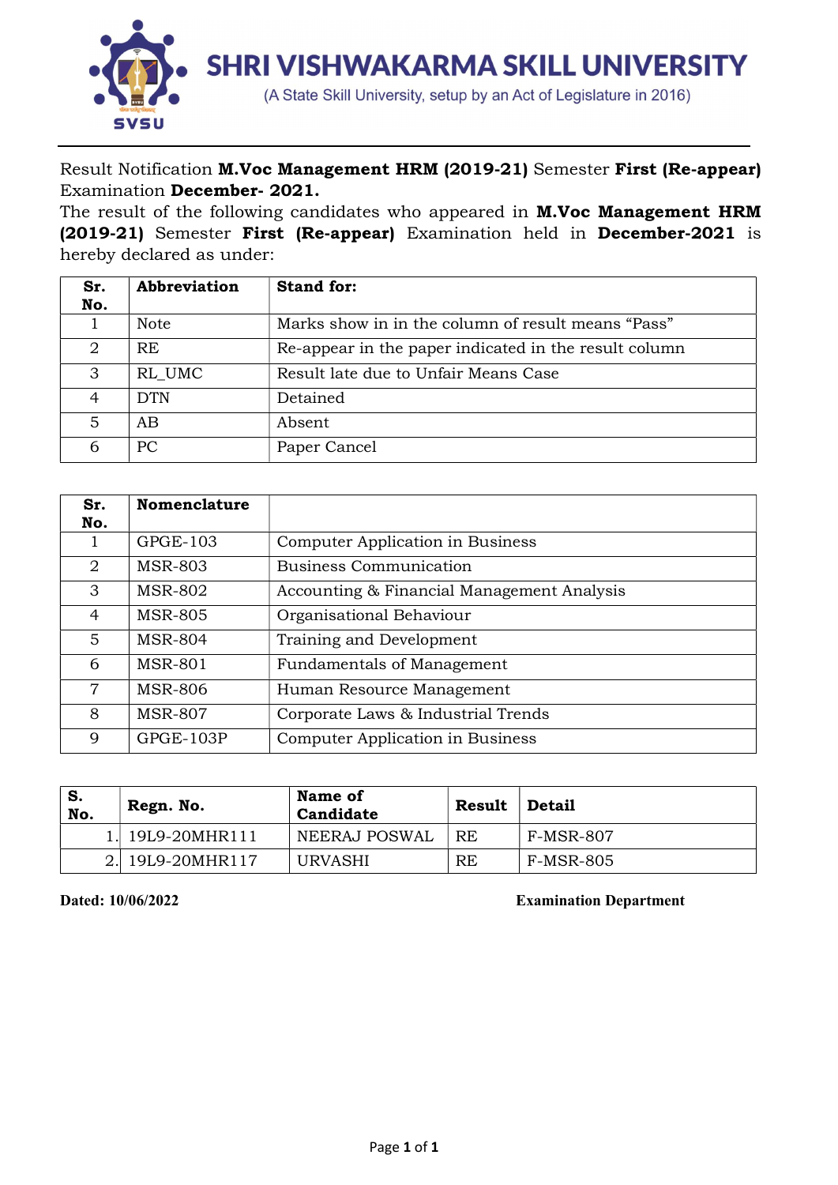# SHRI VISHWAKARMA SKILL UNIVERSITY

(A State Skill University, setup by an Act of Legislature in 2016)

Result Notification **M.Voc Management HRM (2019-21)** Semester **First (Re-appear)** Examination **December- 2021.**

The result of the following candidates who appeared in **M.Voc Management HRM (2019-21)** Semester **First (Re-appear)** Examination held in **December-2021** is hereby declared as under:

| Sr. No. | Abbreviation | Stand for: |
|---|---|---|
| 1 | Note | Marks show in in the column of result means "Pass" |
| 2 | RE | Re-appear in the paper indicated in the result column |
| 3 | RL_UMC | Result late due to Unfair Means Case |
| 4 | DTN | Detained |
| 5 | AB | Absent |
| 6 | PC | Paper Cancel |

| Sr. No. | Nomenclature | |
|---|---|---|
| 1 | GPGE-103 | Computer Application in Business |
| 2 | MSR-803 | Business Communication |
| 3 | MSR-802 | Accounting & Financial Management Analysis |
| 4 | MSR-805 | Organisational Behaviour |
| 5 | MSR-804 | Training and Development |
| 6 | MSR-801 | Fundamentals of Management |
| 7 | MSR-806 | Human Resource Management |
| 8 | MSR-807 | Corporate Laws & Industrial Trends |
| 9 | GPGE-103P | Computer Application in Business |

| S. No. | Regn. No. | Name of Candidate | Result | Detail |
|---|---|---|---|---|
| 1. | 19L9-20MHR111 | NEERAJ POSWAL | RE | F-MSR-807 |
| 2. | 19L9-20MHR117 | URVASHI | RE | F-MSR-805 |

**Dated: 10/06/2022**

**Examination Department**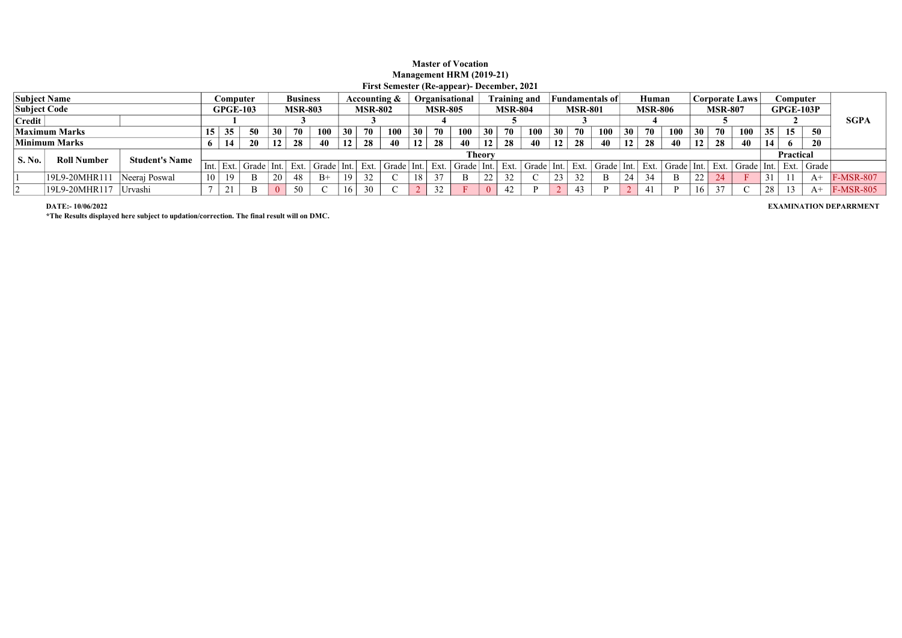**Master of Vocation**
**Management HRM (2019-21)**
**First Semester (Re-appear)- December, 2021**

| Subject Name | | | Computer | | | Business | | | Accounting & | | | Organisational | | | Training and | | | Fundamentals of | | | Human | | | Corporate Laws | | | Computer | | | SGPA |
|---|---|---|---|---|---|---|---|---|---|---|---|---|---|---|---|---|---|---|---|---|---|---|---|---|---|---|---|---|---|---|
| Subject Code | | | GPGE-103 | | | MSR-803 | | | MSR-802 | | | MSR-805 | | | MSR-804 | | | MSR-801 | | | MSR-806 | | | MSR-807 | | | GPGE-103P | | | |
| Credit | | | 1 | | | 3 | | | 3 | | | 4 | | | 5 | | | 3 | | | 4 | | | 5 | | | 2 | | | |
| Maximum Marks | | | 15 | 35 | 50 | 30 | 70 | 100 | 30 | 70 | 100 | 30 | 70 | 100 | 30 | 70 | 100 | 30 | 70 | 100 | 30 | 70 | 100 | 30 | 70 | 100 | 35 | 15 | 50 | |
| Minimum Marks | | | 6 | 14 | 20 | 12 | 28 | 40 | 12 | 28 | 40 | 12 | 28 | 40 | 12 | 28 | 40 | 12 | 28 | 40 | 12 | 28 | 40 | 12 | 28 | 40 | 14 | 6 | 20 | |
| S. No. | Roll Number | Student's Name | Theory | | | | | | | | | | | | | | | | | | | | | | | | Practical | | | |
| | | | Int. | Ext. | Grade | Int. | Ext. | Grade | Int. | Ext. | Grade | Int. | Ext. | Grade | Int. | Ext. | Grade | Int. | Ext. | Grade | Int. | Ext. | Grade | Int. | Ext. | Grade | Int. | Ext. | Grade | |
| 1 | 19L9-20MHR111 | Neeraj Poswal | 10 | 19 | B | 20 | 48 | B+ | 19 | 32 | C | 18 | 37 | B | 22 | 32 | C | 23 | 32 | B | 24 | 34 | B | 22 | 24 | F | 31 | 11 | A+ | F-MSR-807 |
| 2 | 19L9-20MHR117 | Urvashi | 7 | 21 | B | 0 | 50 | C | 16 | 30 | C | 2 | 32 | F | 0 | 42 | P | 2 | 43 | P | 2 | 41 | P | 16 | 37 | C | 28 | 13 | A+ | F-MSR-805 |

**DATE:- 10/06/2022**

**EXAMINATION DEPARRMENT**

**\*The Results displayed here subject to updation/correction. The final result will on DMC.**